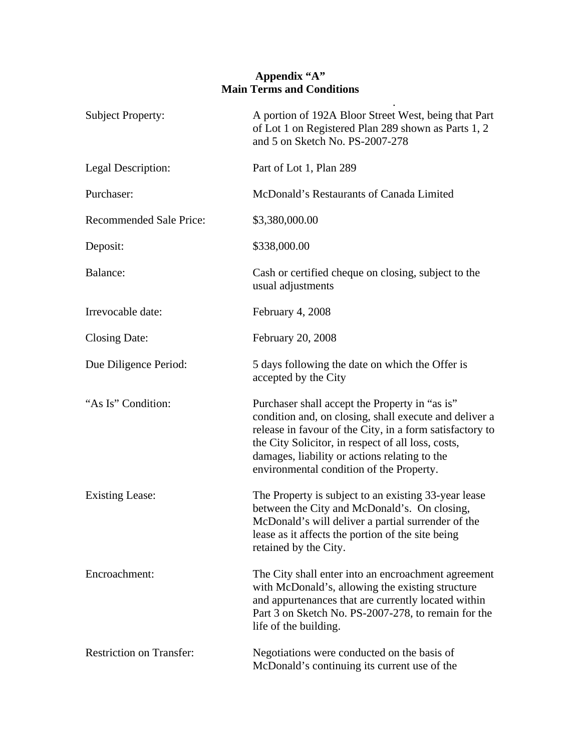**Appendix "A"**
**Main Terms and Conditions**

| | |
|---|---|
| Subject Property: | A portion of 192A Bloor Street West, being that Part of Lot 1 on Registered Plan 289 shown as Parts 1, 2 and 5 on Sketch No. PS-2007-278 |
| Legal Description: | Part of Lot 1, Plan 289 |
| Purchaser: | McDonald's Restaurants of Canada Limited |
| Recommended Sale Price: | $3,380,000.00 |
| Deposit: | $338,000.00 |
| Balance: | Cash or certified cheque on closing, subject to the usual adjustments |
| Irrevocable date: | February 4, 2008 |
| Closing Date: | February 20, 2008 |
| Due Diligence Period: | 5 days following the date on which the Offer is accepted by the City |
| "As Is" Condition: | Purchaser shall accept the Property in "as is" condition and, on closing, shall execute and deliver a release in favour of the City, in a form satisfactory to the City Solicitor, in respect of all loss, costs, damages, liability or actions relating to the environmental condition of the Property. |
| Existing Lease: | The Property is subject to an existing 33-year lease between the City and McDonald's. On closing, McDonald's will deliver a partial surrender of the lease as it affects the portion of the site being retained by the City. |
| Encroachment: | The City shall enter into an encroachment agreement with McDonald's, allowing the existing structure and appurtenances that are currently located within Part 3 on Sketch No. PS-2007-278, to remain for the life of the building. |
| Restriction on Transfer: | Negotiations were conducted on the basis of McDonald's continuing its current use of the |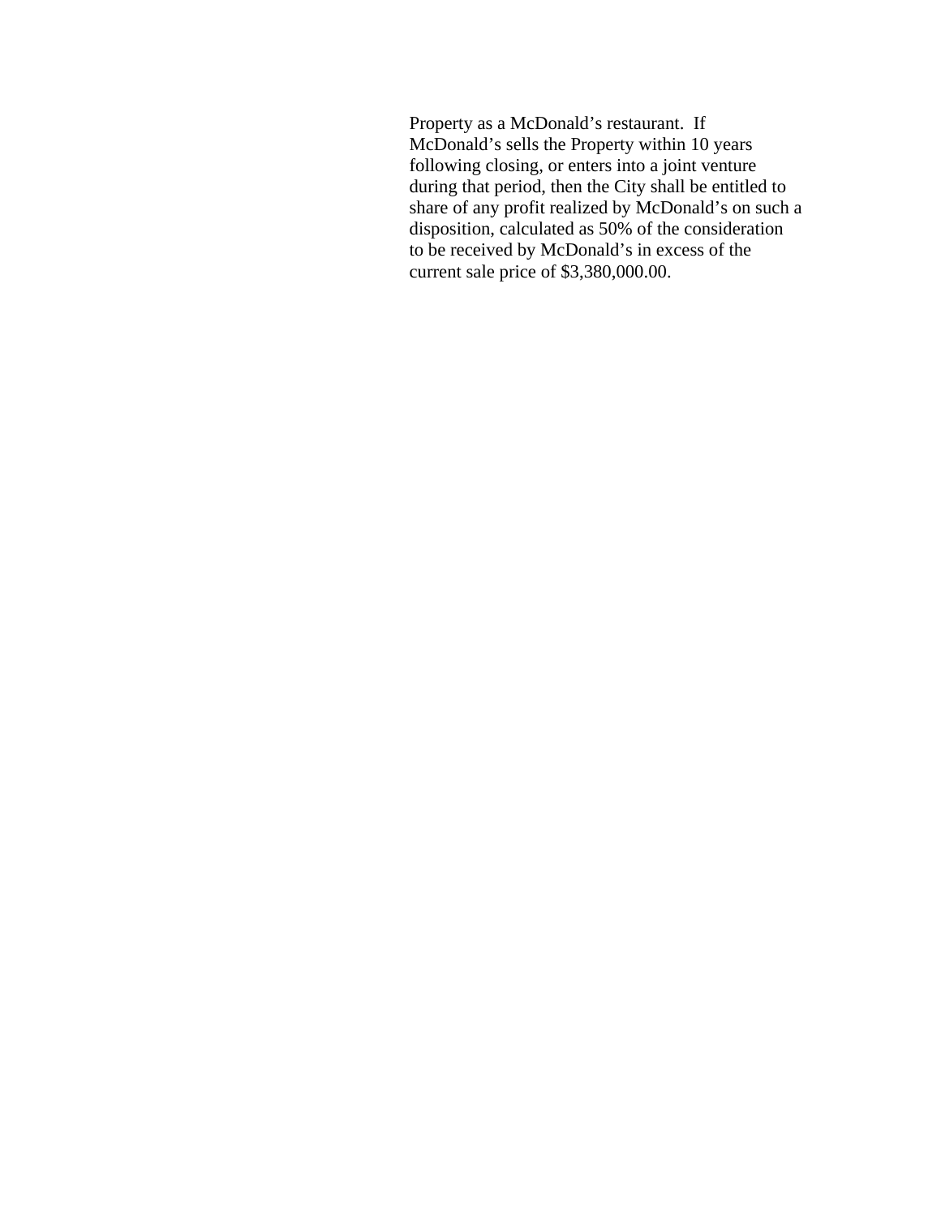Property as a McDonald's restaurant. If McDonald's sells the Property within 10 years following closing, or enters into a joint venture during that period, then the City shall be entitled to share of any profit realized by McDonald's on such a disposition, calculated as 50% of the consideration to be received by McDonald's in excess of the current sale price of $3,380,000.00.